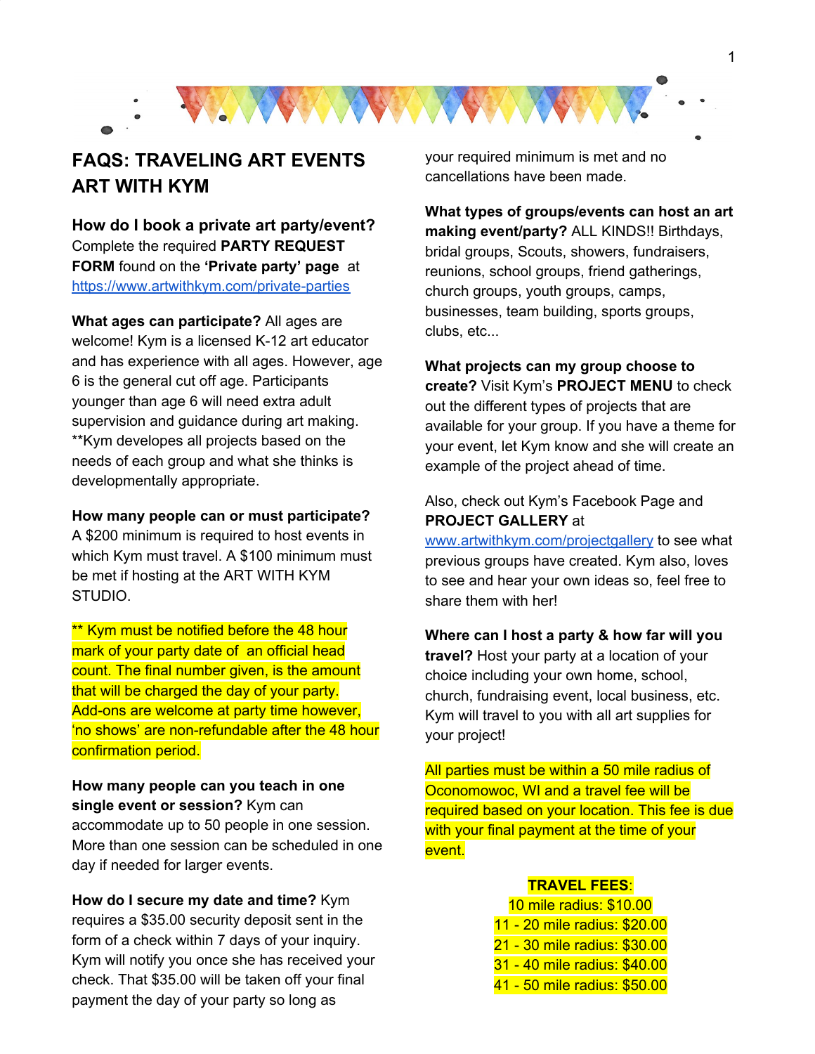# FAQS: TRAVELING ART EVENTS ART WITH KYM

**How do I book a private art party/event?** Complete the required **PARTY REQUEST FORM** found on the **'Private party' page** at https://www.artwithkym.com/private-parties

**What ages can participate?** All ages are welcome! Kym is a licensed K-12 art educator and has experience with all ages. However, age 6 is the general cut off age. Participants younger than age 6 will need extra adult supervision and guidance during art making. **Kym developes all projects based on the needs of each group and what she thinks is developmentally appropriate.

**How many people can or must participate?** A $200 minimum is required to host events in which Kym must travel. A $100 minimum must be met if hosting at the ART WITH KYM STUDIO.

** Kym must be notified before the 48 hour mark of your party date of an official head count. The final number given, is the amount that will be charged the day of your party. Add-ons are welcome at party time however, 'no shows' are non-refundable after the 48 hour confirmation period.

**How many people can you teach in one single event or session?** Kym can accommodate up to 50 people in one session. More than one session can be scheduled in one day if needed for larger events.

**How do I secure my date and time?** Kym requires a $35.00 security deposit sent in the form of a check within 7 days of your inquiry. Kym will notify you once she has received your check. That $35.00 will be taken off your final payment the day of your party so long as your required minimum is met and no cancellations have been made.

**What types of groups/events can host an art making event/party?** ALL KINDS!! Birthdays, bridal groups, Scouts, showers, fundraisers, reunions, school groups, friend gatherings, church groups, youth groups, camps, businesses, team building, sports groups, clubs, etc...

**What projects can my group choose to create?** Visit Kym's **PROJECT MENU** to check out the different types of projects that are available for your group. If you have a theme for your event, let Kym know and she will create an example of the project ahead of time.

Also, check out Kym's Facebook Page and **PROJECT GALLERY** at www.artwithkym.com/projectgallery to see what previous groups have created. Kym also, loves to see and hear your own ideas so, feel free to share them with her!

**Where can I host a party & how far will you travel?** Host your party at a location of your choice including your own home, school, church, fundraising event, local business, etc. Kym will travel to you with all art supplies for your project!

All parties must be within a 50 mile radius of Oconomowoc, WI and a travel fee will be required based on your location. This fee is due with your final payment at the time of your event.

**TRAVEL FEES**:

10 mile radius: $10.00
11 - 20 mile radius: $20.00
21 - 30 mile radius: $30.00
31 - 40 mile radius: $40.00
41 - 50 mile radius: $50.00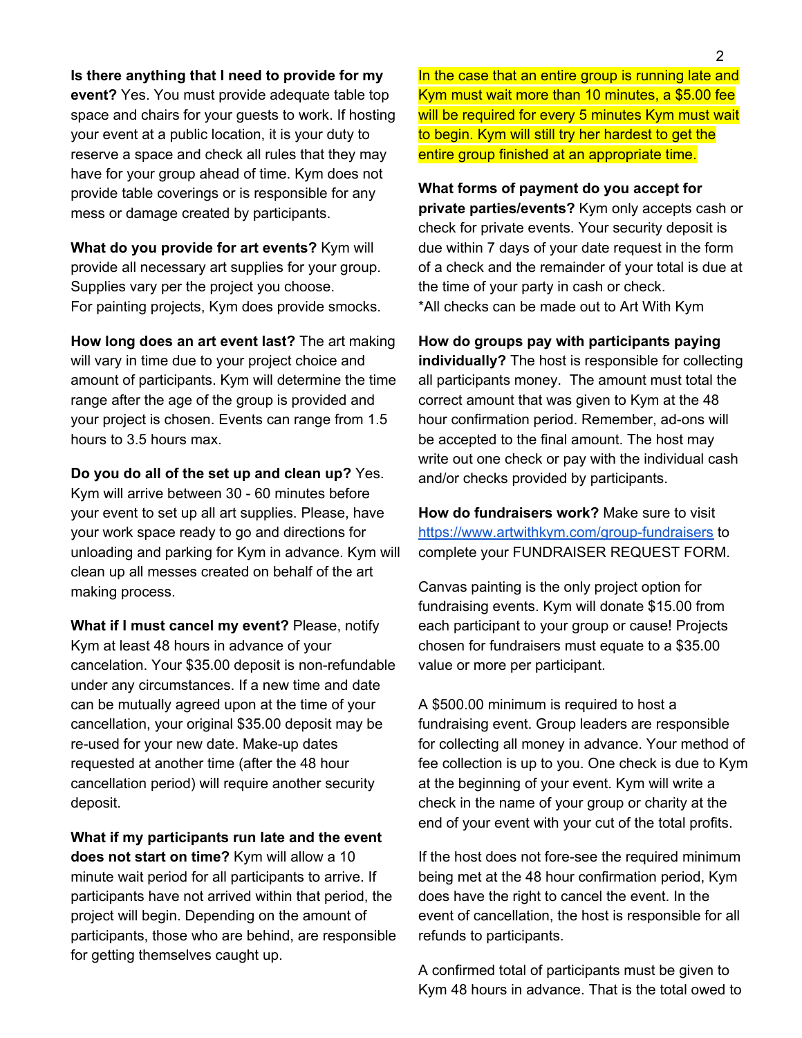**Is there anything that I need to provide for my event?** Yes. You must provide adequate table top space and chairs for your guests to work. If hosting your event at a public location, it is your duty to reserve a space and check all rules that they may have for your group ahead of time. Kym does not provide table coverings or is responsible for any mess or damage created by participants.

**What do you provide for art events?** Kym will provide all necessary art supplies for your group. Supplies vary per the project you choose.
For painting projects, Kym does provide smocks.

**How long does an art event last?** The art making will vary in time due to your project choice and amount of participants. Kym will determine the time range after the age of the group is provided and your project is chosen. Events can range from 1.5 hours to 3.5 hours max.

**Do you do all of the set up and clean up?** Yes. Kym will arrive between 30 - 60 minutes before your event to set up all art supplies. Please, have your work space ready to go and directions for unloading and parking for Kym in advance. Kym will clean up all messes created on behalf of the art making process.

**What if I must cancel my event?** Please, notify Kym at least 48 hours in advance of your cancelation. Your $35.00 deposit is non-refundable under any circumstances. If a new time and date can be mutually agreed upon at the time of your cancellation, your original $35.00 deposit may be re-used for your new date. Make-up dates requested at another time (after the 48 hour cancellation period) will require another security deposit.

**What if my participants run late and the event does not start on time?** Kym will allow a 10 minute wait period for all participants to arrive. If participants have not arrived within that period, the project will begin. Depending on the amount of participants, those who are behind, are responsible for getting themselves caught up.

In the case that an entire group is running late and Kym must wait more than 10 minutes, a $5.00 fee will be required for every 5 minutes Kym must wait to begin. Kym will still try her hardest to get the entire group finished at an appropriate time.

**What forms of payment do you accept for private parties/events?** Kym only accepts cash or check for private events. Your security deposit is due within 7 days of your date request in the form of a check and the remainder of your total is due at the time of your party in cash or check.
*All checks can be made out to Art With Kym

**How do groups pay with participants paying individually?** The host is responsible for collecting all participants money. The amount must total the correct amount that was given to Kym at the 48 hour confirmation period. Remember, ad-ons will be accepted to the final amount. The host may write out one check or pay with the individual cash and/or checks provided by participants.

**How do fundraisers work?** Make sure to visit https://www.artwithkym.com/group-fundraisers to complete your FUNDRAISER REQUEST FORM.

Canvas painting is the only project option for fundraising events. Kym will donate $15.00 from each participant to your group or cause! Projects chosen for fundraisers must equate to a $35.00 value or more per participant.

A $500.00 minimum is required to host a fundraising event. Group leaders are responsible for collecting all money in advance. Your method of fee collection is up to you. One check is due to Kym at the beginning of your event. Kym will write a check in the name of your group or charity at the end of your event with your cut of the total profits.

If the host does not fore-see the required minimum being met at the 48 hour confirmation period, Kym does have the right to cancel the event. In the event of cancellation, the host is responsible for all refunds to participants.

A confirmed total of participants must be given to Kym 48 hours in advance. That is the total owed to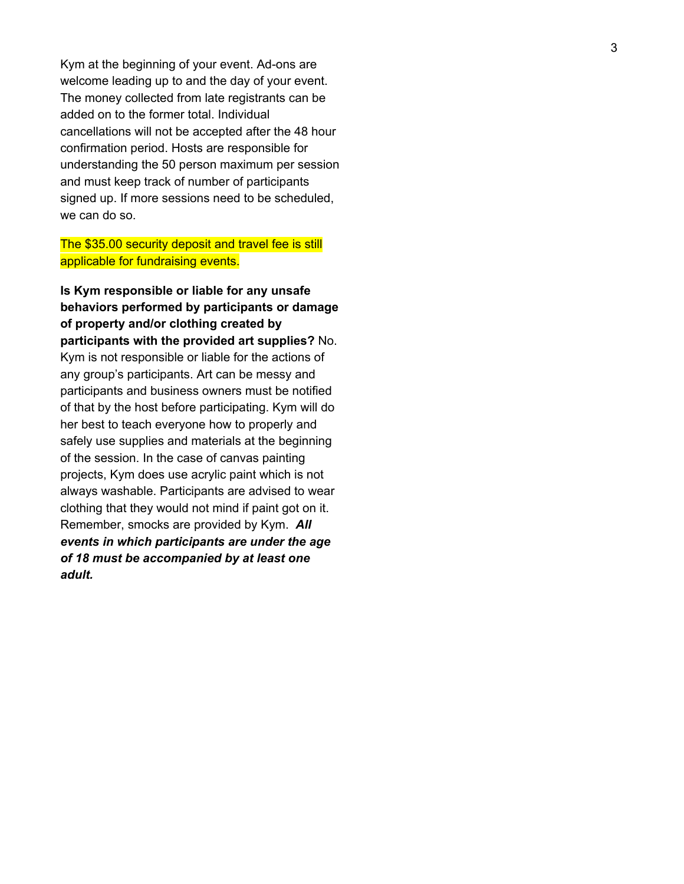Kym at the beginning of your event. Ad-ons are welcome leading up to and the day of your event. The money collected from late registrants can be added on to the former total. Individual cancellations will not be accepted after the 48 hour confirmation period. Hosts are responsible for understanding the 50 person maximum per session and must keep track of number of participants signed up. If more sessions need to be scheduled, we can do so.

The $35.00 security deposit and travel fee is still applicable for fundraising events.

**Is Kym responsible or liable for any unsafe behaviors performed by participants or damage of property and/or clothing created by participants with the provided art supplies?** No. Kym is not responsible or liable for the actions of any group's participants. Art can be messy and participants and business owners must be notified of that by the host before participating. Kym will do her best to teach everyone how to properly and safely use supplies and materials at the beginning of the session. In the case of canvas painting projects, Kym does use acrylic paint which is not always washable. Participants are advised to wear clothing that they would not mind if paint got on it. Remember, smocks are provided by Kym. ***All events in which participants are under the age of 18 must be accompanied by at least one adult.***